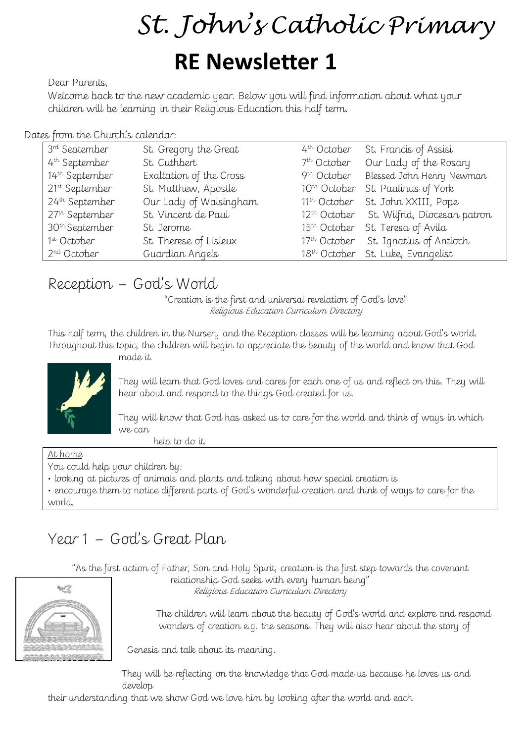# St. John's Catholic Primary

# RE Newsletter 1

Dear Parents,

Welcome back to the new academic year. Below you will find information about what your children will be learning in their Religious Education this half term.

Dates from the Church's calendar:

| | | | |
|---|---|---|---|
| 3rd September | St. Gregory the Great | 4th October | St. Francis of Assisi |
| 4th September | St. Cuthbert | 7th October | Our Lady of the Rosary |
| 14th September | Exaltation of the Cross | 9th October | Blessed John Henry Newman |
| 21st September | St. Matthew, Apostle | 10th October | St. Paulinus of York |
| 24th September | Our Lady of Walsingham | 11th October | St. John XXIII, Pope |
| 27th September | St. Vincent de Paul | 12th October | St. Wilfrid, Diocesan patron |
| 30th September | St. Jerome | 15th October | St. Teresa of Avila |
| 1st October | St. Therese of Lisieux | 17th October | St. Ignatius of Antioch |
| 2nd October | Guardian Angels | 18th October | St. Luke, Evangelist |

## Reception – God's World

"Creation is the first and universal revelation of God's love"
*Religious Education Curriculum Directory*

This half term, the children in the Nursery and the Reception classes will be learning about God's world. Throughout this topic, the children will begin to appreciate the beauty of the world and know that God made it.

They will learn that God loves and cares for each one of us and reflect on this. They will hear about and respond to the things God created for us.

They will know that God has asked us to care for the world and think of ways in which we can help to do it.

At home

You could help your children by:

- looking at pictures of animals and plants and talking about how special creation is
- encourage them to notice different parts of God's wonderful creation and think of ways to care for the world.

## Year 1 – God's Great Plan

"As the first action of Father, Son and Holy Spirit, creation is the first step towards the covenant relationship God seeks with every human being"
*Religious Education Curriculum Directory*

The children will learn about the beauty of God's world and explore and respond wonders of creation e.g. the seasons. They will also hear about the story of Genesis and talk about its meaning.

They will be reflecting on the knowledge that God made us because he loves us and develop their understanding that we show God we love him by looking after the world and each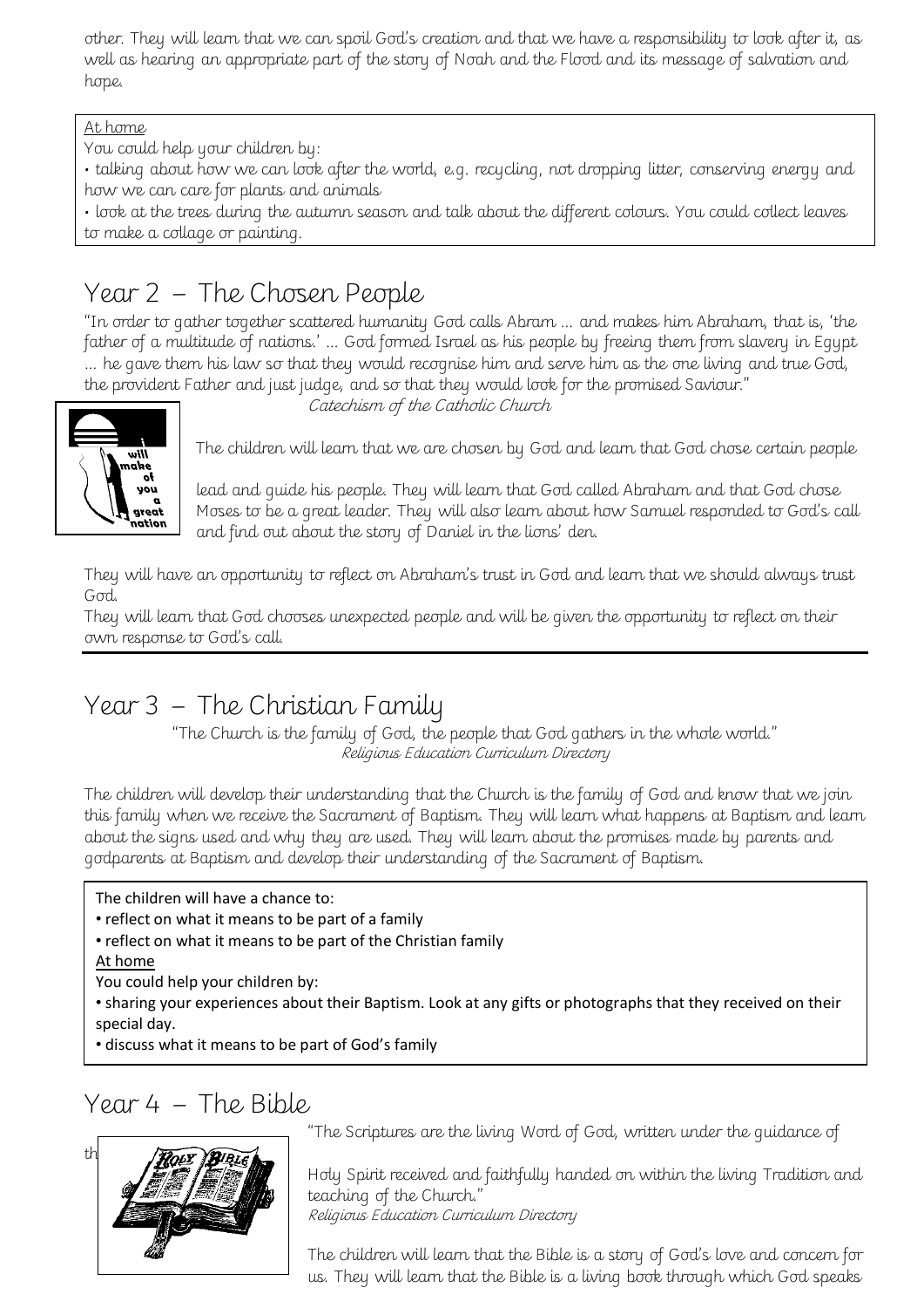other. They will learn that we can spoil God's creation and that we have a responsibility to look after it, as well as hearing an appropriate part of the story of Noah and the Flood and its message of salvation and hope.

At home

You could help your children by:

• talking about how we can look after the world, e.g. recycling, not dropping litter, conserving energy and how we can care for plants and animals

• look at the trees during the autumn season and talk about the different colours. You could collect leaves to make a collage or painting.

## Year 2 – The Chosen People

"In order to gather together scattered humanity God calls Abram … and makes him Abraham, that is, 'the father of a multitude of nations.' … God formed Israel as his people by freeing them from slavery in Egypt … he gave them his law so that they would recognise him and serve him as the one living and true God, the provident Father and just judge, and so that they would look for the promised Saviour."

*Catechism of the Catholic Church*

The children will learn that we are chosen by God and learn that God chose certain people

lead and guide his people. They will learn that God called Abraham and that God chose Moses to be a great leader. They will also learn about how Samuel responded to God's call and find out about the story of Daniel in the lions' den.

They will have an opportunity to reflect on Abraham's trust in God and learn that we should always trust God.

They will learn that God chooses unexpected people and will be given the opportunity to reflect on their own response to God's call.

## Year 3 – The Christian Family

"The Church is the family of God, the people that God gathers in the whole world."

*Religious Education Curriculum Directory*

The children will develop their understanding that the Church is the family of God and know that we join this family when we receive the Sacrament of Baptism. They will learn what happens at Baptism and learn about the signs used and why they are used. They will learn about the promises made by parents and godparents at Baptism and develop their understanding of the Sacrament of Baptism.

The children will have a chance to:

• reflect on what it means to be part of a family

• reflect on what it means to be part of the Christian family

At home

You could help your children by:

• sharing your experiences about their Baptism. Look at any gifts or photographs that they received on their special day.

• discuss what it means to be part of God's family

## Year 4 – The Bible

"The Scriptures are the living Word of God, written under the guidance of th Holy Spirit received and faithfully handed on within the living Tradition and teaching of the Church."

*Religious Education Curriculum Directory*

The children will learn that the Bible is a story of God's love and concern for us. They will learn that the Bible is a living book through which God speaks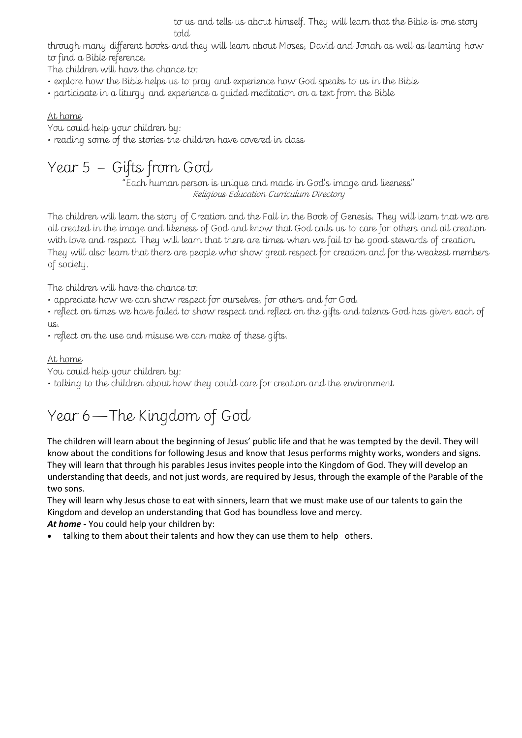to us and tells us about himself. They will learn that the Bible is one story told through many different books and they will learn about Moses, David and Jonah as well as learning how to find a Bible reference.

The children will have the chance to:

- explore how the Bible helps us to pray and experience how God speaks to us in the Bible
- participate in a liturgy and experience a guided meditation on a text from the Bible

At home

You could help your children by:

- reading some of the stories the children have covered in class

# Year 5 – Gifts from God

"Each human person is unique and made in God's image and likeness"
*Religious Education Curriculum Directory*

The children will learn the story of Creation and the Fall in the Book of Genesis. They will learn that we are all created in the image and likeness of God and know that God calls us to care for others and all creation with love and respect. They will learn that there are times when we fail to be good stewards of creation. They will also learn that there are people who show great respect for creation and for the weakest members of society.

The children will have the chance to:

- appreciate how we can show respect for ourselves, for others and for God.
- reflect on times we have failed to show respect and reflect on the gifts and talents God has given each of us.
- reflect on the use and misuse we can make of these gifts.

At home

You could help your children by:

- talking to the children about how they could care for creation and the environment

# Year 6 — The Kingdom of God

The children will learn about the beginning of Jesus' public life and that he was tempted by the devil. They will know about the conditions for following Jesus and know that Jesus performs mighty works, wonders and signs. They will learn that through his parables Jesus invites people into the Kingdom of God. They will develop an understanding that deeds, and not just words, are required by Jesus, through the example of the Parable of the two sons.

They will learn why Jesus chose to eat with sinners, learn that we must make use of our talents to gain the Kingdom and develop an understanding that God has boundless love and mercy.

***At home*** **-** You could help your children by:

- talking to them about their talents and how they can use them to help others.